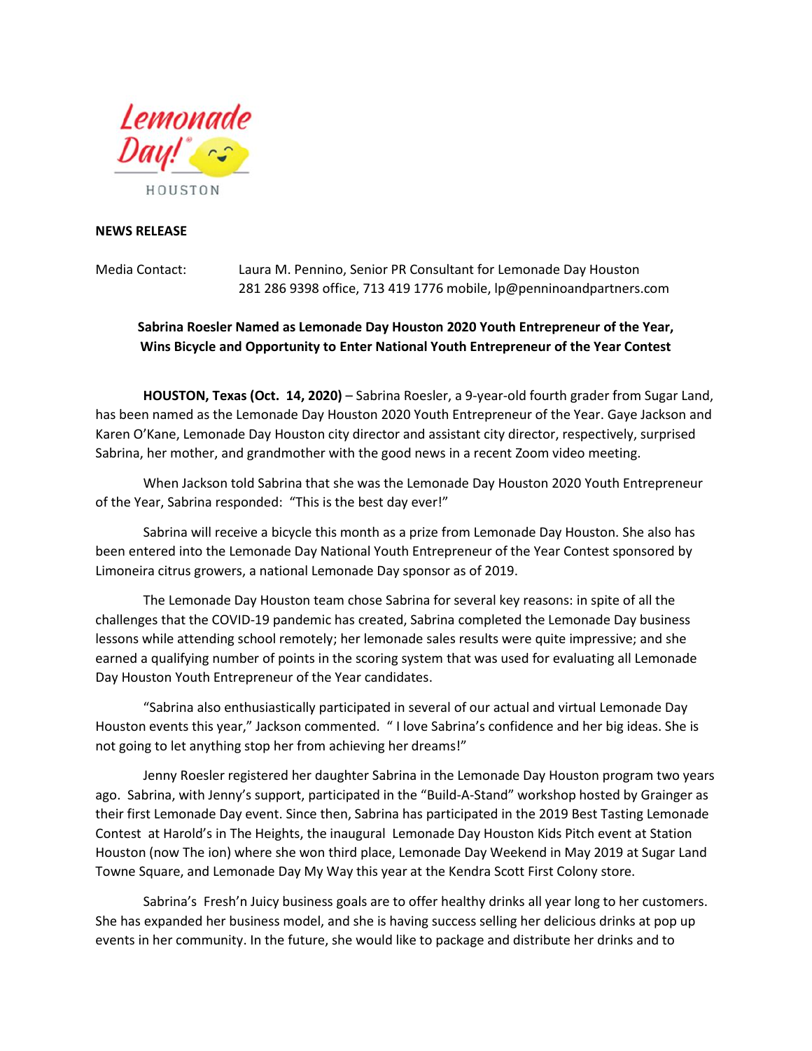Lemonade Day! HOUSTON

**NEWS RELEASE**

Media Contact: Laura M. Pennino, Senior PR Consultant for Lemonade Day Houston
281 286 9398 office, 713 419 1776 mobile, lp@penninoandpartners.com

**Sabrina Roesler Named as Lemonade Day Houston 2020 Youth Entrepreneur of the Year, Wins Bicycle and Opportunity to Enter National Youth Entrepreneur of the Year Contest**

**HOUSTON, Texas (Oct. 14, 2020)** – Sabrina Roesler, a 9-year-old fourth grader from Sugar Land, has been named as the Lemonade Day Houston 2020 Youth Entrepreneur of the Year. Gaye Jackson and Karen O'Kane, Lemonade Day Houston city director and assistant city director, respectively, surprised Sabrina, her mother, and grandmother with the good news in a recent Zoom video meeting.

When Jackson told Sabrina that she was the Lemonade Day Houston 2020 Youth Entrepreneur of the Year, Sabrina responded: "This is the best day ever!"

Sabrina will receive a bicycle this month as a prize from Lemonade Day Houston. She also has been entered into the Lemonade Day National Youth Entrepreneur of the Year Contest sponsored by Limoneira citrus growers, a national Lemonade Day sponsor as of 2019.

The Lemonade Day Houston team chose Sabrina for several key reasons: in spite of all the challenges that the COVID-19 pandemic has created, Sabrina completed the Lemonade Day business lessons while attending school remotely; her lemonade sales results were quite impressive; and she earned a qualifying number of points in the scoring system that was used for evaluating all Lemonade Day Houston Youth Entrepreneur of the Year candidates.

"Sabrina also enthusiastically participated in several of our actual and virtual Lemonade Day Houston events this year," Jackson commented. " I love Sabrina's confidence and her big ideas. She is not going to let anything stop her from achieving her dreams!"

Jenny Roesler registered her daughter Sabrina in the Lemonade Day Houston program two years ago. Sabrina, with Jenny's support, participated in the "Build-A-Stand" workshop hosted by Grainger as their first Lemonade Day event. Since then, Sabrina has participated in the 2019 Best Tasting Lemonade Contest at Harold's in The Heights, the inaugural Lemonade Day Houston Kids Pitch event at Station Houston (now The ion) where she won third place, Lemonade Day Weekend in May 2019 at Sugar Land Towne Square, and Lemonade Day My Way this year at the Kendra Scott First Colony store.

Sabrina's Fresh'n Juicy business goals are to offer healthy drinks all year long to her customers. She has expanded her business model, and she is having success selling her delicious drinks at pop up events in her community. In the future, she would like to package and distribute her drinks and to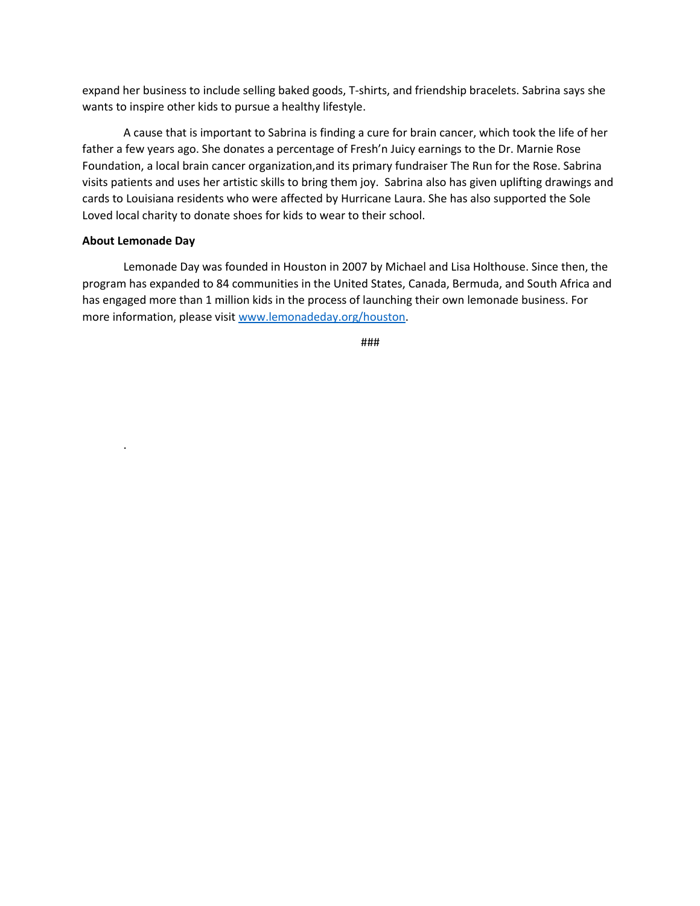expand her business to include selling baked goods, T-shirts, and friendship bracelets. Sabrina says she wants to inspire other kids to pursue a healthy lifestyle.

A cause that is important to Sabrina is finding a cure for brain cancer, which took the life of her father a few years ago. She donates a percentage of Fresh'n Juicy earnings to the Dr. Marnie Rose Foundation, a local brain cancer organization,and its primary fundraiser The Run for the Rose. Sabrina visits patients and uses her artistic skills to bring them joy. Sabrina also has given uplifting drawings and cards to Louisiana residents who were affected by Hurricane Laura. She has also supported the Sole Loved local charity to donate shoes for kids to wear to their school.

**About Lemonade Day**

Lemonade Day was founded in Houston in 2007 by Michael and Lisa Holthouse. Since then, the program has expanded to 84 communities in the United States, Canada, Bermuda, and South Africa and has engaged more than 1 million kids in the process of launching their own lemonade business. For more information, please visit [www.lemonadeday.org/houston](www.lemonadeday.org/houston).

###

.